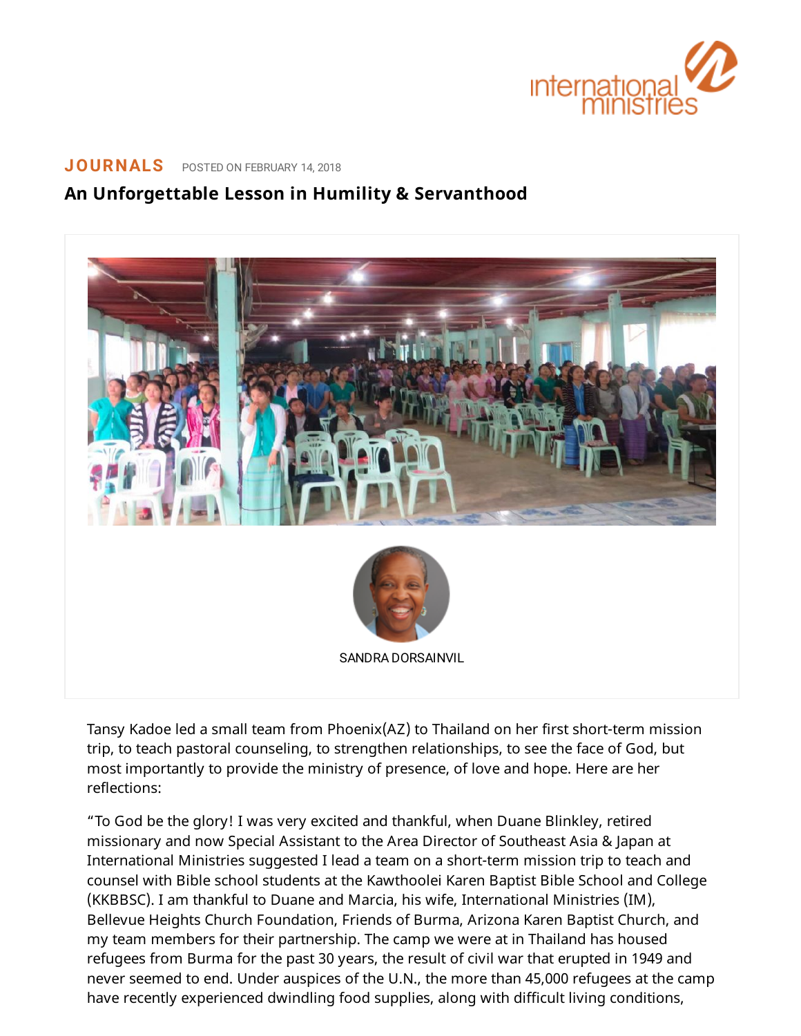JOURNALS POSTED ON FEBRUARY 14, 2018

# An Unforgettable Lesson in Humility & Servanthood

SANDRA DORSAINVIL

Tansy Kadoe led a small team from Phoenix(AZ) to Thailand on her first short-term mission trip, to teach pastoral counseling, to strengthen relationships, to see the face of God, but most importantly to provide the ministry of presence, of love and hope. Here are her reflections:

"To God be the glory! I was very excited and thankful, when Duane Blinkley, retired missionary and now Special Assistant to the Area Director of Southeast Asia & Japan at International Ministries suggested I lead a team on a short-term mission trip to teach and counsel with Bible school students at the Kawthoolei Karen Baptist Bible School and College (KKBBSC). I am thankful to Duane and Marcia, his wife, International Ministries (IM), Bellevue Heights Church Foundation, Friends of Burma, Arizona Karen Baptist Church, and my team members for their partnership. The camp we were at in Thailand has housed refugees from Burma for the past 30 years, the result of civil war that erupted in 1949 and never seemed to end. Under auspices of the U.N., the more than 45,000 refugees at the camp have recently experienced dwindling food supplies, along with difficult living conditions,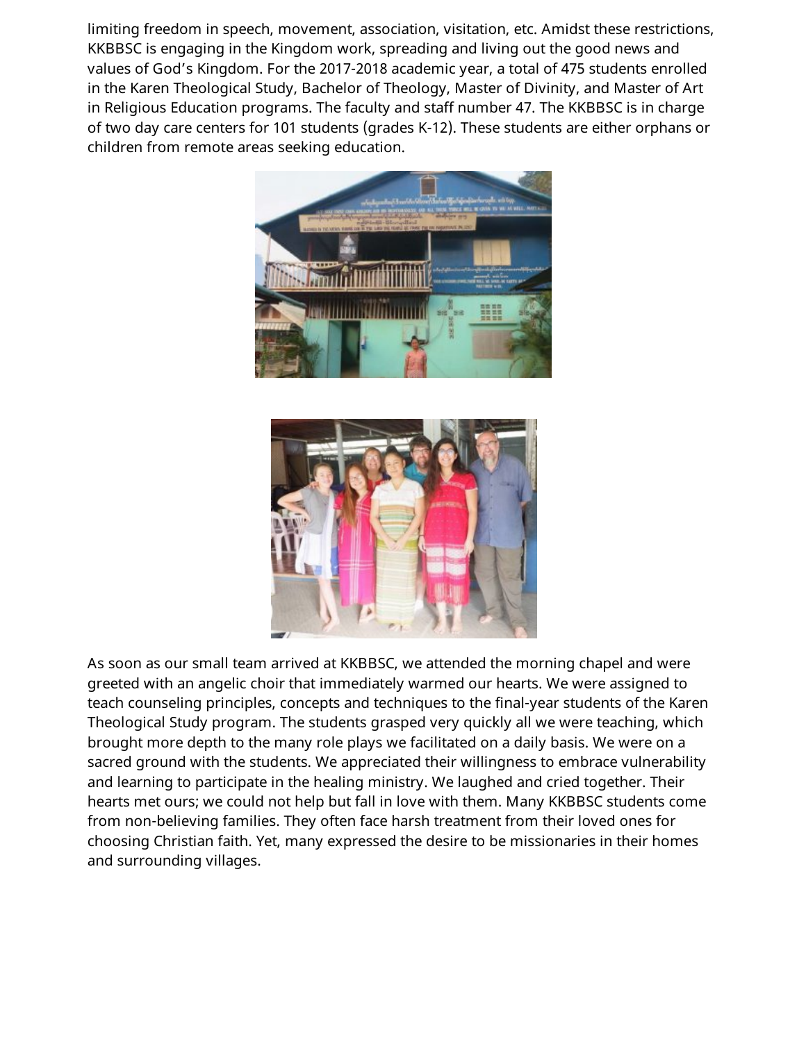limiting freedom in speech, movement, association, visitation, etc. Amidst these restrictions, KKBBSC is engaging in the Kingdom work, spreading and living out the good news and values of God's Kingdom. For the 2017-2018 academic year, a total of 475 students enrolled in the Karen Theological Study, Bachelor of Theology, Master of Divinity, and Master of Art in Religious Education programs. The faculty and staff number 47. The KKBBSC is in charge of two day care centers for 101 students (grades K-12). These students are either orphans or children from remote areas seeking education.

As soon as our small team arrived at KKBBSC, we attended the morning chapel and were greeted with an angelic choir that immediately warmed our hearts. We were assigned to teach counseling principles, concepts and techniques to the final-year students of the Karen Theological Study program. The students grasped very quickly all we were teaching, which brought more depth to the many role plays we facilitated on a daily basis. We were on a sacred ground with the students. We appreciated their willingness to embrace vulnerability and learning to participate in the healing ministry. We laughed and cried together. Their hearts met ours; we could not help but fall in love with them. Many KKBBSC students come from non-believing families. They often face harsh treatment from their loved ones for choosing Christian faith. Yet, many expressed the desire to be missionaries in their homes and surrounding villages.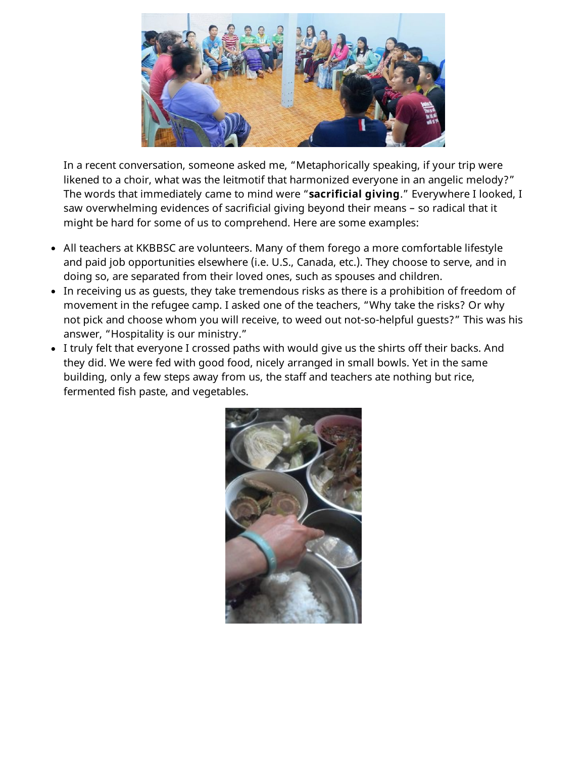In a recent conversation, someone asked me, “Metaphorically speaking, if your trip were likened to a choir, what was the leitmotif that harmonized everyone in an angelic melody?” The words that immediately came to mind were “**sacrificial giving**.” Everywhere I looked, I saw overwhelming evidences of sacrificial giving beyond their means – so radical that it might be hard for some of us to comprehend. Here are some examples:

- All teachers at KKBBSC are volunteers. Many of them forego a more comfortable lifestyle and paid job opportunities elsewhere (i.e. U.S., Canada, etc.). They choose to serve, and in doing so, are separated from their loved ones, such as spouses and children.
- In receiving us as guests, they take tremendous risks as there is a prohibition of freedom of movement in the refugee camp. I asked one of the teachers, “Why take the risks? Or why not pick and choose whom you will receive, to weed out not-so-helpful guests?” This was his answer, “Hospitality is our ministry.”
- I truly felt that everyone I crossed paths with would give us the shirts off their backs. And they did. We were fed with good food, nicely arranged in small bowls. Yet in the same building, only a few steps away from us, the staff and teachers ate nothing but rice, fermented fish paste, and vegetables.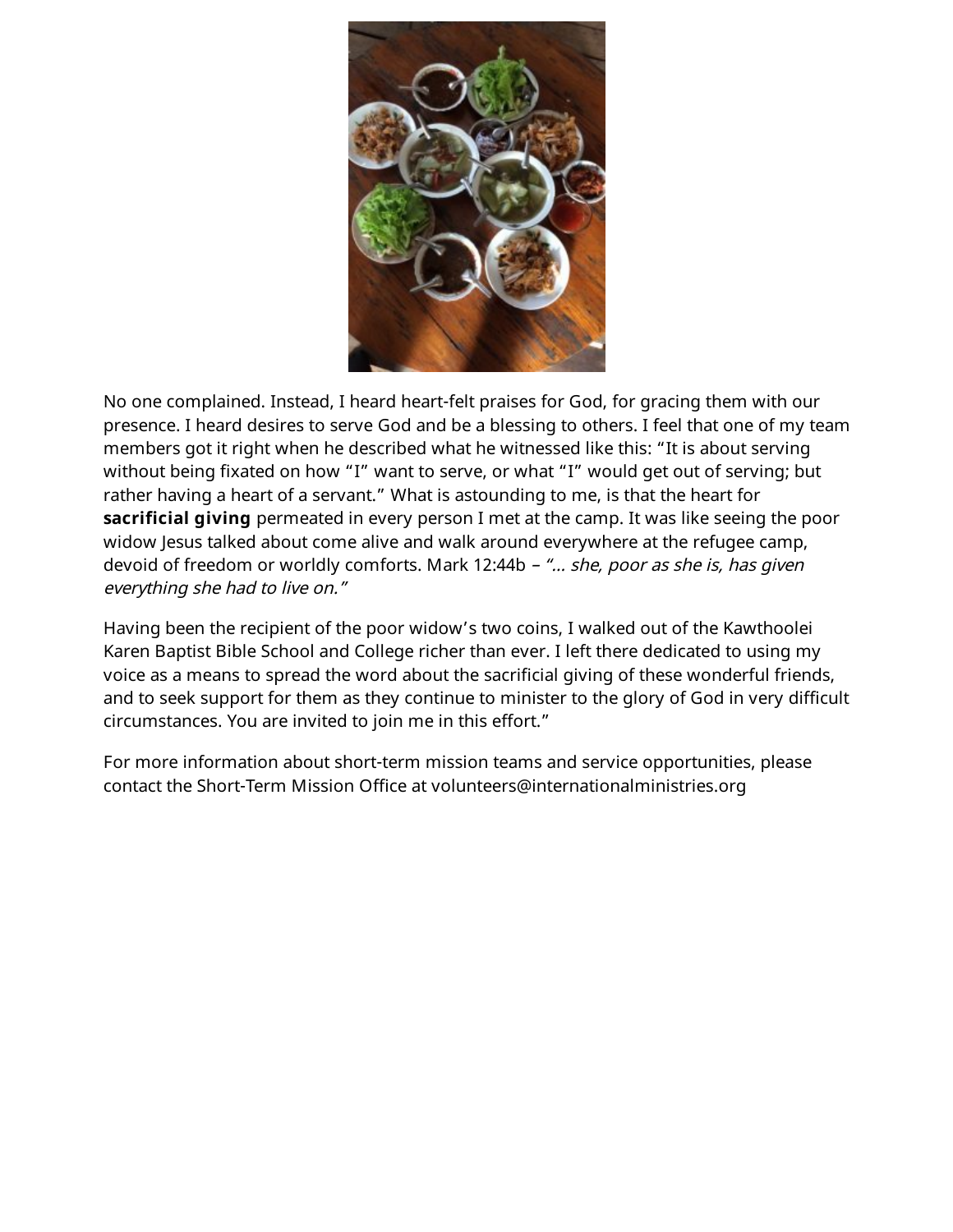No one complained. Instead, I heard heart-felt praises for God, for gracing them with our presence. I heard desires to serve God and be a blessing to others. I feel that one of my team members got it right when he described what he witnessed like this: "It is about serving without being fixated on how "I" want to serve, or what "I" would get out of serving; but rather having a heart of a servant." What is astounding to me, is that the heart for **sacrificial giving** permeated in every person I met at the camp. It was like seeing the poor widow Jesus talked about come alive and walk around everywhere at the refugee camp, devoid of freedom or worldly comforts. Mark 12:44b – *"… she, poor as she is, has given everything she had to live on."*

Having been the recipient of the poor widow's two coins, I walked out of the Kawthoolei Karen Baptist Bible School and College richer than ever. I left there dedicated to using my voice as a means to spread the word about the sacrificial giving of these wonderful friends, and to seek support for them as they continue to minister to the glory of God in very difficult circumstances. You are invited to join me in this effort."

For more information about short-term mission teams and service opportunities, please contact the Short-Term Mission Office at volunteers@internationalministries.org